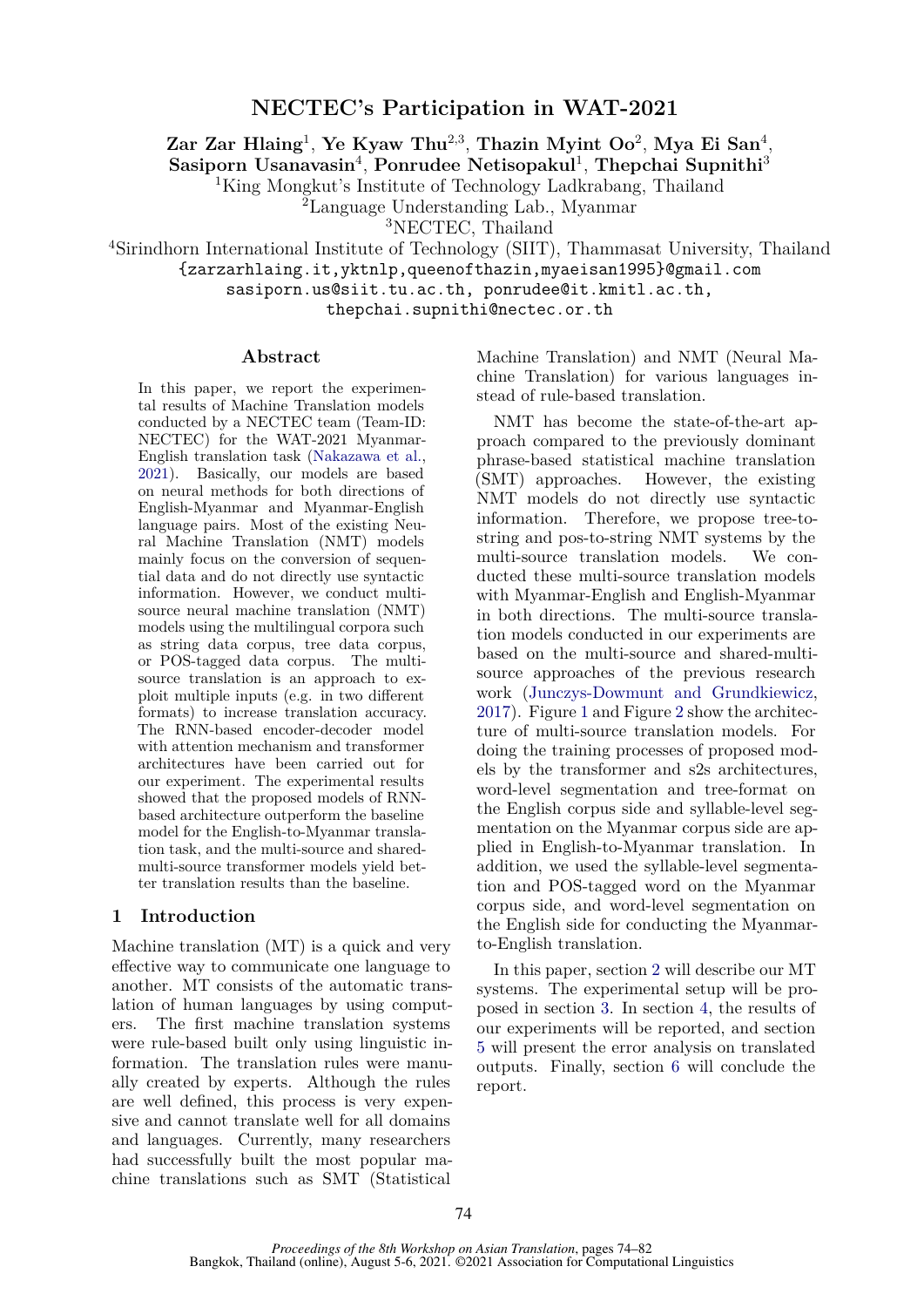# NECTEC's Participation in WAT-2021

**Zar Zar Hlaing**[1], **Ye Kyaw Thu**[2,3], **Thazin Myint Oo**[2], **Mya Ei San**[4], **Sasiporn Usanavasin**[4], **Ponrudee Netisopakul**[1], **Thepchai Supnithi**[3]

[1]King Mongkut's Institute of Technology Ladkrabang, Thailand
[2]Language Understanding Lab., Myanmar
[3]NECTEC, Thailand
[4]Sirindhorn International Institute of Technology (SIIT), Thammasat University, Thailand

{zarzarhlaing.it,yktnlp,queenofthazin,myaeisan1995}@gmail.com
sasiporn.us@siit.tu.ac.th, ponrudee@it.kmitl.ac.th,
thepchai.supnithi@nectec.or.th

## Abstract

In this paper, we report the experimental results of Machine Translation models conducted by a NECTEC team (Team-ID: NECTEC) for the WAT-2021 Myanmar-English translation task (Nakazawa et al., 2021). Basically, our models are based on neural methods for both directions of English-Myanmar and Myanmar-English language pairs. Most of the existing Neural Machine Translation (NMT) models mainly focus on the conversion of sequential data and do not directly use syntactic information. However, we conduct multi-source neural machine translation (NMT) models using the multilingual corpora such as string data corpus, tree data corpus, or POS-tagged data corpus. The multi-source translation is an approach to exploit multiple inputs (e.g. in two different formats) to increase translation accuracy. The RNN-based encoder-decoder model with attention mechanism and transformer architectures have been carried out for our experiment. The experimental results showed that the proposed models of RNN-based architecture outperform the baseline model for the English-to-Myanmar translation task, and the multi-source and shared-multi-source transformer models yield better translation results than the baseline.

## 1 Introduction

Machine translation (MT) is a quick and very effective way to communicate one language to another. MT consists of the automatic translation of human languages by using computers. The first machine translation systems were rule-based built only using linguistic information. The translation rules were manually created by experts. Although the rules are well defined, this process is very expensive and cannot translate well for all domains and languages. Currently, many researchers had successfully built the most popular machine translations such as SMT (Statistical Machine Translation) and NMT (Neural Machine Translation) for various languages instead of rule-based translation.

NMT has become the state-of-the-art approach compared to the previously dominant phrase-based statistical machine translation (SMT) approaches. However, the existing NMT models do not directly use syntactic information. Therefore, we propose tree-to-string and pos-to-string NMT systems by the multi-source translation models. We conducted these multi-source translation models with Myanmar-English and English-Myanmar in both directions. The multi-source translation models conducted in our experiments are based on the multi-source and shared-multi-source approaches of the previous research work (Junczys-Dowmunt and Grundkiewicz, 2017). Figure 1 and Figure 2 show the architecture of multi-source translation models. For doing the training processes of proposed models by the transformer and s2s architectures, word-level segmentation and tree-format on the English corpus side and syllable-level segmentation on the Myanmar corpus side are applied in English-to-Myanmar translation. In addition, we used the syllable-level segmentation and POS-tagged word on the Myanmar corpus side, and word-level segmentation on the English side for conducting the Myanmar-to-English translation.

In this paper, section 2 will describe our MT systems. The experimental setup will be proposed in section 3. In section 4, the results of our experiments will be reported, and section 5 will present the error analysis on translated outputs. Finally, section 6 will conclude the report.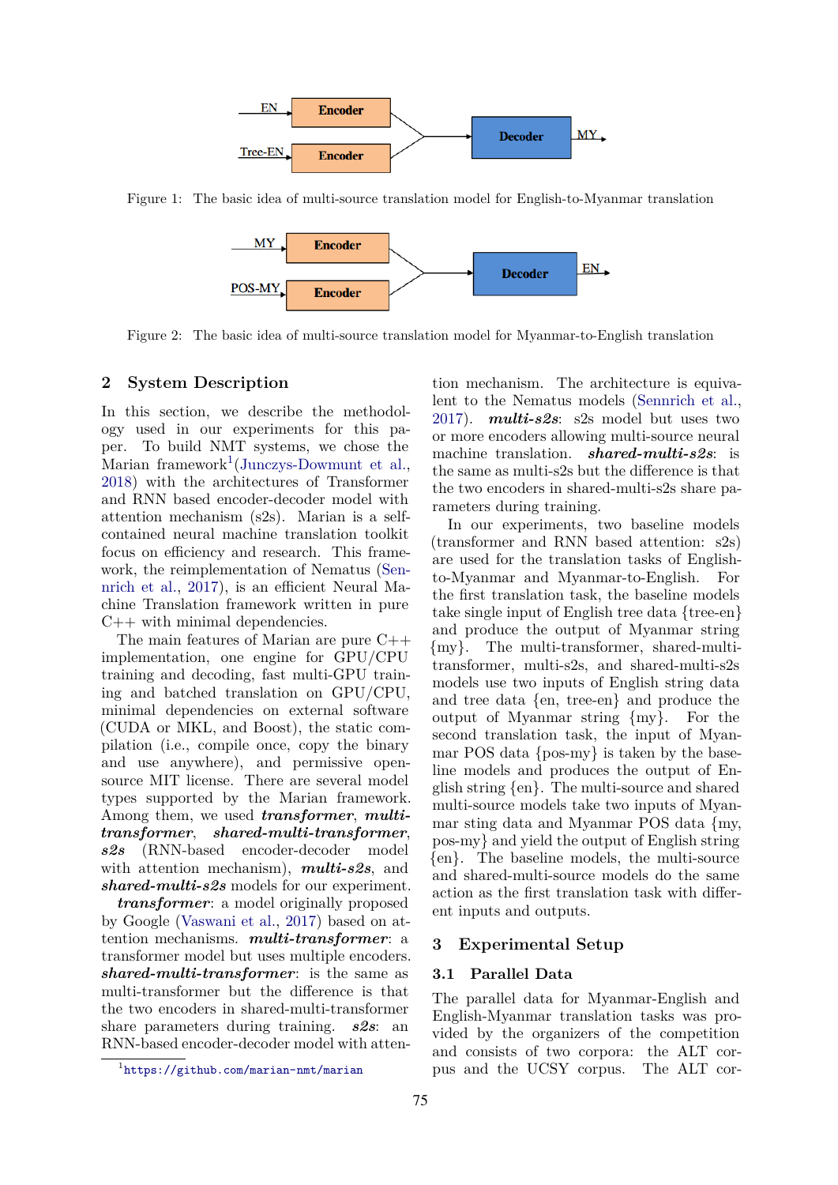Figure 1: The basic idea of multi-source translation model for English-to-Myanmar translation

Figure 2: The basic idea of multi-source translation model for Myanmar-to-English translation

## 2 System Description

In this section, we describe the methodology used in our experiments for this paper. To build NMT systems, we chose the Marian framework[1](Junczys-Dowmunt et al., 2018) with the architectures of Transformer and RNN based encoder-decoder model with attention mechanism (s2s). Marian is a self-contained neural machine translation toolkit focus on efficiency and research. This framework, the reimplementation of Nematus (Sennrich et al., 2017), is an efficient Neural Machine Translation framework written in pure C++ with minimal dependencies.

The main features of Marian are pure C++ implementation, one engine for GPU/CPU training and decoding, fast multi-GPU training and batched translation on GPU/CPU, minimal dependencies on external software (CUDA or MKL, and Boost), the static compilation (i.e., compile once, copy the binary and use anywhere), and permissive open-source MIT license. There are several model types supported by the Marian framework. Among them, we used ***transformer***, ***multi-transformer***, ***shared-multi-transformer***, ***s2s*** (RNN-based encoder-decoder model with attention mechanism), ***multi-s2s***, and ***shared-multi-s2s*** models for our experiment.

***transformer***: a model originally proposed by Google (Vaswani et al., 2017) based on attention mechanisms. ***multi-transformer***: a transformer model but uses multiple encoders. ***shared-multi-transformer***: is the same as multi-transformer but the difference is that the two encoders in shared-multi-transformer share parameters during training. ***s2s***: an RNN-based encoder-decoder model with attention mechanism. The architecture is equivalent to the Nematus models (Sennrich et al., 2017). ***multi-s2s***: s2s model but uses two or more encoders allowing multi-source neural machine translation. ***shared-multi-s2s***: is the same as multi-s2s but the difference is that the two encoders in shared-multi-s2s share parameters during training.

In our experiments, two baseline models (transformer and RNN based attention: s2s) are used for the translation tasks of English-to-Myanmar and Myanmar-to-English. For the first translation task, the baseline models take single input of English tree data {tree-en} and produce the output of Myanmar string {my}. The multi-transformer, shared-multi-transformer, multi-s2s, and shared-multi-s2s models use two inputs of English string data and tree data {en, tree-en} and produce the output of Myanmar string {my}. For the second translation task, the input of Myanmar POS data {pos-my} is taken by the baseline models and produces the output of English string {en}. The multi-source and shared multi-source models take two inputs of Myanmar sting data and Myanmar POS data {my, pos-my} and yield the output of English string {en}. The baseline models, the multi-source and shared-multi-source models do the same action as the first translation task with different inputs and outputs.

## 3 Experimental Setup

### 3.1 Parallel Data

The parallel data for Myanmar-English and English-Myanmar translation tasks was provided by the organizers of the competition and consists of two corpora: the ALT corpus and the UCSY corpus. The ALT cor-

[1] https://github.com/marian-nmt/marian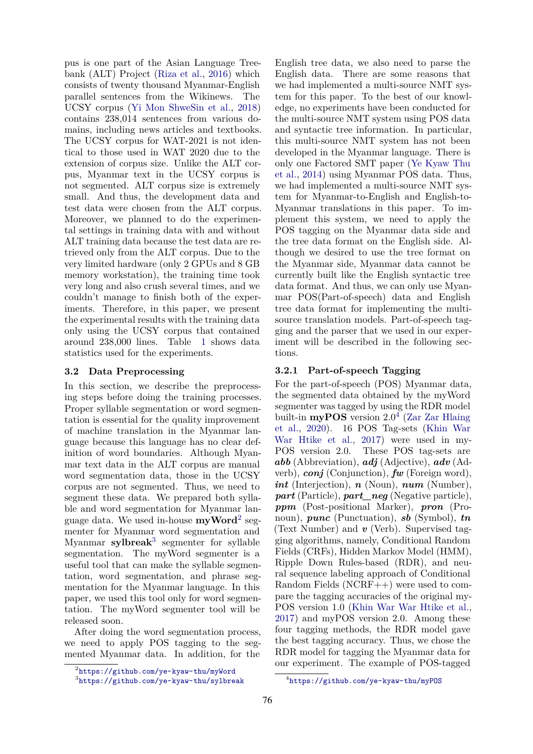pus is one part of the Asian Language Treebank (ALT) Project (Riza et al., 2016) which consists of twenty thousand Myanmar-English parallel sentences from the Wikinews. The UCSY corpus (Yi Mon ShweSin et al., 2018) contains 238,014 sentences from various domains, including news articles and textbooks. The UCSY corpus for WAT-2021 is not identical to those used in WAT 2020 due to the extension of corpus size. Unlike the ALT corpus, Myanmar text in the UCSY corpus is not segmented. ALT corpus size is extremely small. And thus, the development data and test data were chosen from the ALT corpus. Moreover, we planned to do the experimental settings in training data with and without ALT training data because the test data are retrieved only from the ALT corpus. Due to the very limited hardware (only 2 GPUs and 8 GB memory workstation), the training time took very long and also crush several times, and we couldn't manage to finish both of the experiments. Therefore, in this paper, we present the experimental results with the training data only using the UCSY corpus that contained around 238,000 lines. Table 1 shows data statistics used for the experiments.

### 3.2 Data Preprocessing

In this section, we describe the preprocessing steps before doing the training processes. Proper syllable segmentation or word segmentation is essential for the quality improvement of machine translation in the Myanmar language because this language has no clear definition of word boundaries. Although Myanmar text data in the ALT corpus are manual word segmentation data, those in the UCSY corpus are not segmented. Thus, we need to segment these data. We prepared both syllable and word segmentation for Myanmar language data. We used in-house **myWord**[2] segmenter for Myanmar word segmentation and Myanmar **sylbreak**[3] segmenter for syllable segmentation. The myWord segmenter is a useful tool that can make the syllable segmentation, word segmentation, and phrase segmentation for the Myanmar language. In this paper, we used this tool only for word segmentation. The myWord segmenter tool will be released soon.

After doing the word segmentation process, we need to apply POS tagging to the segmented Myanmar data. In addition, for the English tree data, we also need to parse the English data. There are some reasons that we had implemented a multi-source NMT system for this paper. To the best of our knowledge, no experiments have been conducted for the multi-source NMT system using POS data and syntactic tree information. In particular, this multi-source NMT system has not been developed in the Myanmar language. There is only one Factored SMT paper (Ye Kyaw Thu et al., 2014) using Myanmar POS data. Thus, we had implemented a multi-source NMT system for Myanmar-to-English and English-to-Myanmar translations in this paper. To implement this system, we need to apply the POS tagging on the Myanmar data side and the tree data format on the English side. Although we desired to use the tree format on the Myanmar side, Myanmar data cannot be currently built like the English syntactic tree data format. And thus, we can only use Myanmar POS(Part-of-speech) data and English tree data format for implementing the multi-source translation models. Part-of-speech tagging and the parser that we used in our experiment will be described in the following sections.

#### 3.2.1 Part-of-speech Tagging

For the part-of-speech (POS) Myanmar data, the segmented data obtained by the myWord segmenter was tagged by using the RDR model built-in **myPOS** version 2.0[4] (Zar Zar Hlaing et al., 2020). 16 POS Tag-sets (Khin War War Htike et al., 2017) were used in myPOS version 2.0. These POS tag-sets are ***abb*** (Abbreviation), ***adj*** (Adjective), ***adv*** (Adverb), ***conj*** (Conjunction), ***fw*** (Foreign word), ***int*** (Interjection), ***n*** (Noun), ***num*** (Number), ***part*** (Particle), ***part_neg*** (Negative particle), ***ppm*** (Post-positional Marker), ***pron*** (Pronoun), ***punc*** (Punctuation), ***sb*** (Symbol), ***tn*** (Text Number) and ***v*** (Verb). Supervised tagging algorithms, namely, Conditional Random Fields (CRFs), Hidden Markov Model (HMM), Ripple Down Rules-based (RDR), and neural sequence labeling approach of Conditional Random Fields (NCRF++) were used to compare the tagging accuracies of the original myPOS version 1.0 (Khin War War Htike et al., 2017) and myPOS version 2.0. Among these four tagging methods, the RDR model gave the best tagging accuracy. Thus, we chose the RDR model for tagging the Myanmar data for our experiment. The example of POS-tagged

[2] https://github.com/ye-kyaw-thu/myWord

[3] https://github.com/ye-kyaw-thu/sylbreak

[4] https://github.com/ye-kyaw-thu/myPOS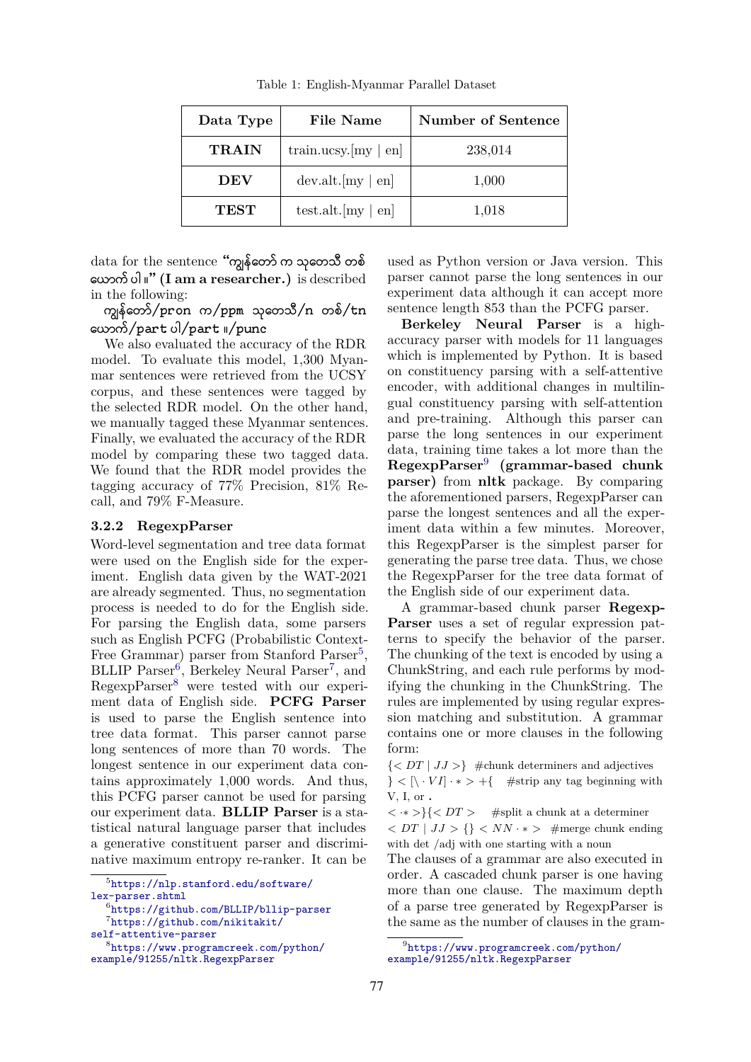Table 1: English-Myanmar Parallel Dataset

| Data Type | File Name | Number of Sentence |
|---|---|---|
| **TRAIN** | train.ucsy.[my \| en] | 238,014 |
| **DEV** | dev.alt.[my \| en] | 1,000 |
| **TEST** | test.alt.[my \| en] | 1,018 |

data for the sentence **"ကျွန်တော် က သုတေသီ တစ် ယောက် ပါ ။" (I am a researcher.)** is described in the following:

ကျွန်တော်/pron က/ppm သုတေသီ/n တစ်/tn ယောက်/part ပါ/part ။/punc

We also evaluated the accuracy of the RDR model. To evaluate this model, 1,300 Myanmar sentences were retrieved from the UCSY corpus, and these sentences were tagged by the selected RDR model. On the other hand, we manually tagged these Myanmar sentences. Finally, we evaluated the accuracy of the RDR model by comparing these two tagged data. We found that the RDR model provides the tagging accuracy of 77% Precision, 81% Recall, and 79% F-Measure.

### 3.2.2 RegexpParser

Word-level segmentation and tree data format were used on the English side for the experiment. English data given by the WAT-2021 are already segmented. Thus, no segmentation process is needed to do for the English side. For parsing the English data, some parsers such as English PCFG (Probabilistic Context-Free Grammar) parser from Stanford Parser[5], BLLIP Parser[6], Berkeley Neural Parser[7], and RegexpParser[8] were tested with our experiment data of English side. **PCFG Parser** is used to parse the English sentence into tree data format. This parser cannot parse long sentences of more than 70 words. The longest sentence in our experiment data contains approximately 1,000 words. And thus, this PCFG parser cannot be used for parsing our experiment data. **BLLIP Parser** is a statistical natural language parser that includes a generative constituent parser and discriminative maximum entropy re-ranker. It can be used as Python version or Java version. This parser cannot parse the long sentences in our experiment data although it can accept more sentence length 853 than the PCFG parser.

**Berkeley Neural Parser** is a high-accuracy parser with models for 11 languages which is implemented by Python. It is based on constituency parsing with a self-attentive encoder, with additional changes in multilingual constituency parsing with self-attention and pre-training. Although this parser can parse the long sentences in our experiment data, training time takes a lot more than the **RegexpParser**[9] **(grammar-based chunk parser)** from **nltk** package. By comparing the aforementioned parsers, RegexpParser can parse the longest sentences and all the experiment data within a few minutes. Moreover, this RegexpParser is the simplest parser for generating the parse tree data. Thus, we chose the RegexpParser for the tree data format of the English side of our experiment data.

A grammar-based chunk parser **RegexpParser** uses a set of regular expression patterns to specify the behavior of the parser. The chunking of the text is encoded by using a ChunkString, and each rule performs by modifying the chunking in the ChunkString. The rules are implemented by using regular expression matching and substitution. A grammar contains one or more clauses in the following form:

{< DT | JJ >} #chunk determiners and adjectives
} < [\ · VI] · ∗ > +{ #strip any tag beginning with V, I, or .
< ·∗ >}{< DT > #split a chunk at a determiner
< DT | JJ > {} < NN · ∗ > #merge chunk ending with det /adj with one starting with a noun

The clauses of a grammar are also executed in order. A cascaded chunk parser is one having more than one clause. The maximum depth of a parse tree generated by RegexpParser is the same as the number of clauses in the gram-

[5] https://nlp.stanford.edu/software/lex-parser.shtml
[6] https://github.com/BLLIP/bllip-parser
[7] https://github.com/nikitakit/self-attentive-parser
[8] https://www.programcreek.com/python/example/91255/nltk.RegexpParser
[9] https://www.programcreek.com/python/example/91255/nltk.RegexpParser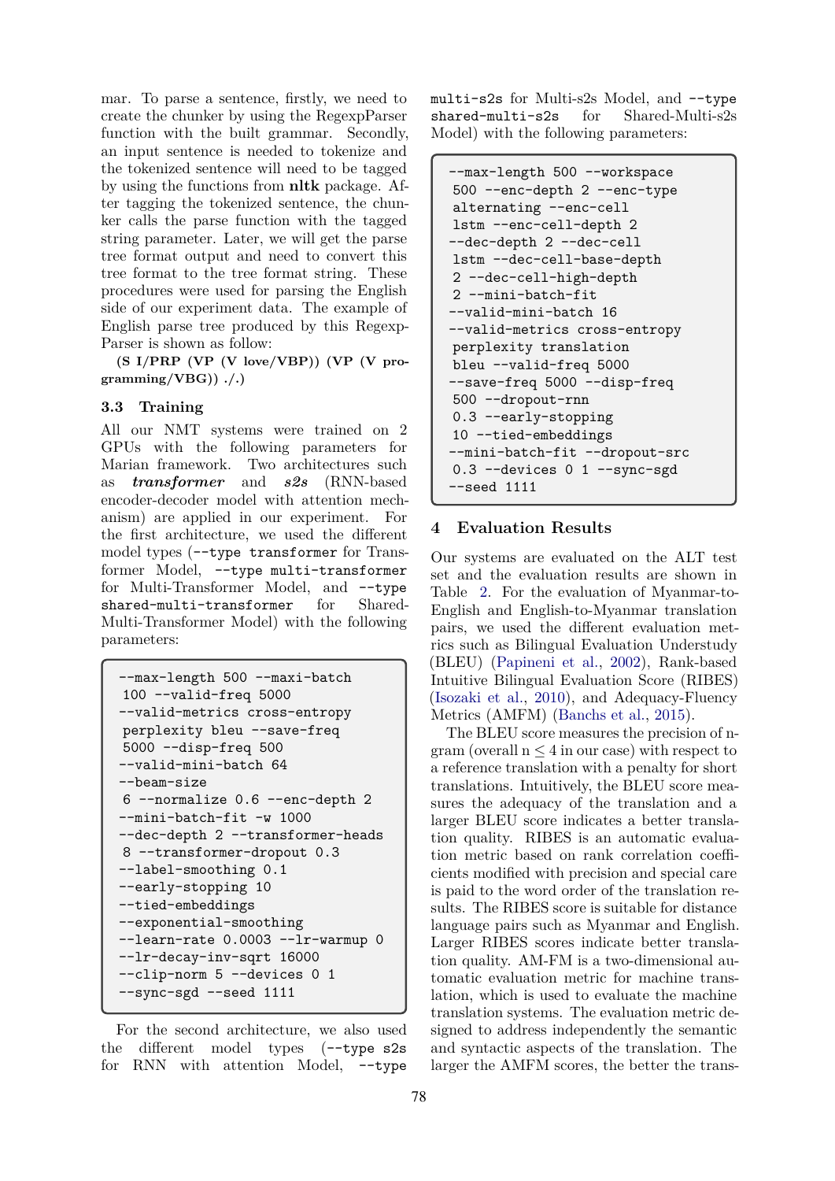mar. To parse a sentence, firstly, we need to create the chunker by using the RegexpParser function with the built grammar. Secondly, an input sentence is needed to tokenize and the tokenized sentence will need to be tagged by using the functions from **nltk** package. After tagging the tokenized sentence, the chunker calls the parse function with the tagged string parameter. Later, we will get the parse tree format output and need to convert this tree format to the tree format string. These procedures were used for parsing the English side of our experiment data. The example of English parse tree produced by this RegexpParser is shown as follow:

**(S I/PRP (VP (V love/VBP)) (VP (V programming/VBG)) ./.)**

### 3.3 Training

All our NMT systems were trained on 2 GPUs with the following parameters for Marian framework. Two architectures such as ***transformer*** and ***s2s*** (RNN-based encoder-decoder model with attention mechanism) are applied in our experiment. For the first architecture, we used the different model types (`--type transformer` for Transformer Model, `--type multi-transformer` for Multi-Transformer Model, and `--type shared-multi-transformer` for Shared-Multi-Transformer Model) with the following parameters:

```
--max-length 500 --maxi-batch
 100 --valid-freq 5000
--valid-metrics cross-entropy
 perplexity bleu --save-freq
 5000 --disp-freq 500
--valid-mini-batch 64
--beam-size
 6 --normalize 0.6 --enc-depth 2
--mini-batch-fit -w 1000
--dec-depth 2 --transformer-heads
 8 --transformer-dropout 0.3
--label-smoothing 0.1
--early-stopping 10
--tied-embeddings
--exponential-smoothing
--learn-rate 0.0003 --lr-warmup 0
--lr-decay-inv-sqrt 16000
--clip-norm 5 --devices 0 1
--sync-sgd --seed 1111
```

For the second architecture, we also used the different model types (`--type s2s` for RNN with attention Model, `--type multi-s2s` for Multi-s2s Model, and `--type shared-multi-s2s` for Shared-Multi-s2s Model) with the following parameters:

```
--max-length 500 --workspace
 500 --enc-depth 2 --enc-type
 alternating --enc-cell
 lstm --enc-cell-depth 2
--dec-depth 2 --dec-cell
 lstm --dec-cell-base-depth
 2 --dec-cell-high-depth
 2 --mini-batch-fit
--valid-mini-batch 16
--valid-metrics cross-entropy
 perplexity translation
 bleu --valid-freq 5000
--save-freq 5000 --disp-freq
 500 --dropout-rnn
 0.3 --early-stopping
 10 --tied-embeddings
--mini-batch-fit --dropout-src
 0.3 --devices 0 1 --sync-sgd
--seed 1111
```

## 4 Evaluation Results

Our systems are evaluated on the ALT test set and the evaluation results are shown in Table 2. For the evaluation of Myanmar-to-English and English-to-Myanmar translation pairs, we used the different evaluation metrics such as Bilingual Evaluation Understudy (BLEU) (Papineni et al., 2002), Rank-based Intuitive Bilingual Evaluation Score (RIBES) (Isozaki et al., 2010), and Adequacy-Fluency Metrics (AMFM) (Banchs et al., 2015).

The BLEU score measures the precision of n-gram (overall $n \leq 4$ in our case) with respect to a reference translation with a penalty for short translations. Intuitively, the BLEU score measures the adequacy of the translation and a larger BLEU score indicates a better translation quality. RIBES is an automatic evaluation metric based on rank correlation coefficients modified with precision and special care is paid to the word order of the translation results. The RIBES score is suitable for distance language pairs such as Myanmar and English. Larger RIBES scores indicate better translation quality. AM-FM is a two-dimensional automatic evaluation metric for machine translation, which is used to evaluate the machine translation systems. The evaluation metric designed to address independently the semantic and syntactic aspects of the translation. The larger the AMFM scores, the better the trans-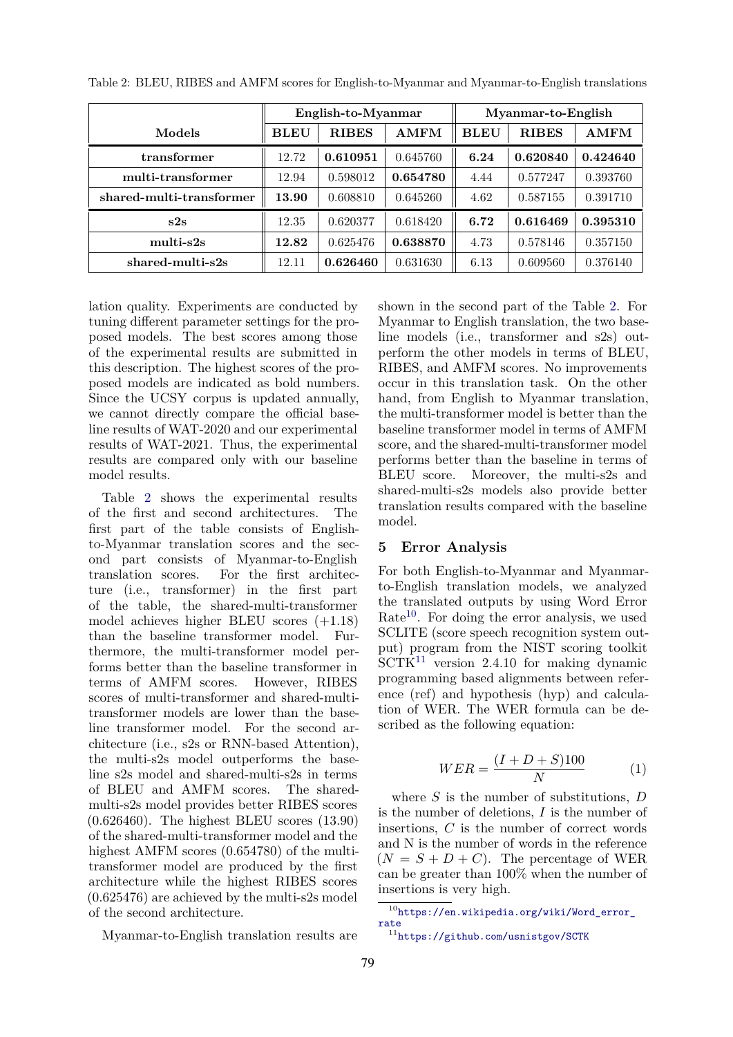Table 2: BLEU, RIBES and AMFM scores for English-to-Myanmar and Myanmar-to-English translations

| Models | English-to-Myanmar | | | Myanmar-to-English | | |
|---|---|---|---|---|---|---|
| | **BLEU** | **RIBES** | **AMFM** | **BLEU** | **RIBES** | **AMFM** |
| **transformer** | 12.72 | **0.610951** | 0.645760 | **6.24** | **0.620840** | **0.424640** |
| **multi-transformer** | 12.94 | 0.598012 | **0.654780** | 4.44 | 0.577247 | 0.393760 |
| **shared-multi-transformer** | **13.90** | 0.608810 | 0.645260 | 4.62 | 0.587155 | 0.391710 |
| **s2s** | 12.35 | 0.620377 | 0.618420 | **6.72** | **0.616469** | **0.395310** |
| **multi-s2s** | **12.82** | 0.625476 | **0.638870** | 4.73 | 0.578146 | 0.357150 |
| **shared-multi-s2s** | 12.11 | **0.626460** | 0.631630 | 6.13 | 0.609560 | 0.376140 |

lation quality. Experiments are conducted by tuning different parameter settings for the proposed models. The best scores among those of the experimental results are submitted in this description. The highest scores of the proposed models are indicated as bold numbers. Since the UCSY corpus is updated annually, we cannot directly compare the official baseline results of WAT-2020 and our experimental results of WAT-2021. Thus, the experimental results are compared only with our baseline model results.

Table 2 shows the experimental results of the first and second architectures. The first part of the table consists of English-to-Myanmar translation scores and the second part consists of Myanmar-to-English translation scores. For the first architecture (i.e., transformer) in the first part of the table, the shared-multi-transformer model achieves higher BLEU scores (+1.18) than the baseline transformer model. Furthermore, the multi-transformer model performs better than the baseline transformer in terms of AMFM scores. However, RIBES scores of multi-transformer and shared-multi-transformer models are lower than the baseline transformer model. For the second architecture (i.e., s2s or RNN-based Attention), the multi-s2s model outperforms the baseline s2s model and shared-multi-s2s in terms of BLEU and AMFM scores. The shared-multi-s2s model provides better RIBES scores (0.626460). The highest BLEU scores (13.90) of the shared-multi-transformer model and the highest AMFM scores (0.654780) of the multi-transformer model are produced by the first architecture while the highest RIBES scores (0.625476) are achieved by the multi-s2s model of the second architecture.

Myanmar-to-English translation results are shown in the second part of the Table 2. For Myanmar to English translation, the two baseline models (i.e., transformer and s2s) outperform the other models in terms of BLEU, RIBES, and AMFM scores. No improvements occur in this translation task. On the other hand, from English to Myanmar translation, the multi-transformer model is better than the baseline transformer model in terms of AMFM score, and the shared-multi-transformer model performs better than the baseline in terms of BLEU score. Moreover, the multi-s2s and shared-multi-s2s models also provide better translation results compared with the baseline model.

## 5 Error Analysis

For both English-to-Myanmar and Myanmar-to-English translation models, we analyzed the translated outputs by using Word Error Rate[10]. For doing the error analysis, we used SCLITE (score speech recognition system output) program from the NIST scoring toolkit SCTK[11] version 2.4.10 for making dynamic programming based alignments between reference (ref) and hypothesis (hyp) and calculation of WER. The WER formula can be described as the following equation:

$$WER = \frac{(I + D + S)100}{N} \quad (1)$$

where $S$ is the number of substitutions, $D$ is the number of deletions, $I$ is the number of insertions, $C$ is the number of correct words and N is the number of words in the reference ($N = S + D + C$). The percentage of WER can be greater than 100% when the number of insertions is very high.

[10] https://en.wikipedia.org/wiki/Word_error_rate

[11] https://github.com/usnistgov/SCTK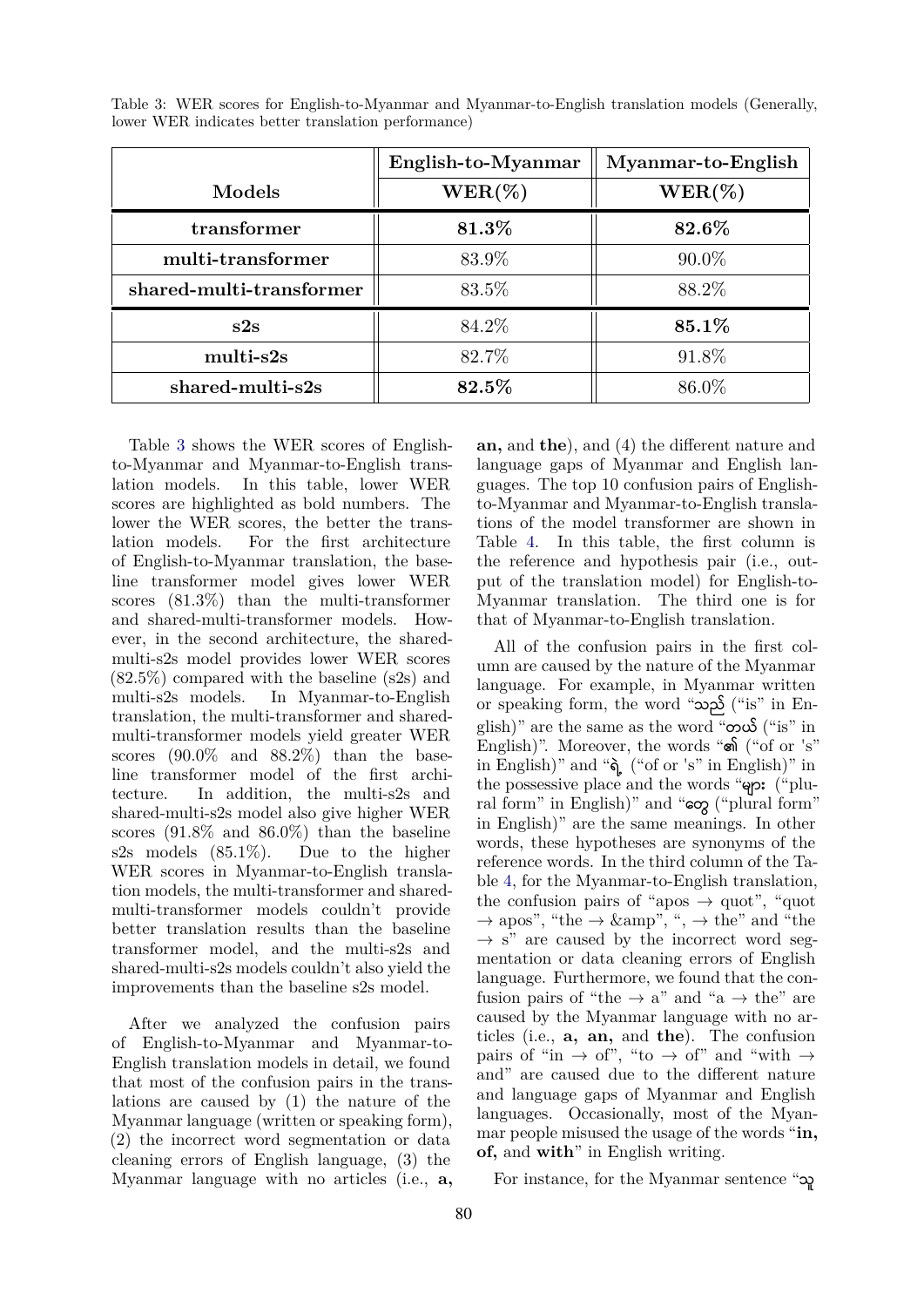Table 3: WER scores for English-to-Myanmar and Myanmar-to-English translation models (Generally, lower WER indicates better translation performance)

| Models | English-to-Myanmar WER(%) | Myanmar-to-English WER(%) |
|---|---|---|
| **transformer** | **81.3%** | **82.6%** |
| **multi-transformer** | 83.9% | 90.0% |
| **shared-multi-transformer** | 83.5% | 88.2% |
| **s2s** | 84.2% | **85.1%** |
| **multi-s2s** | 82.7% | 91.8% |
| **shared-multi-s2s** | **82.5%** | 86.0% |

Table 3 shows the WER scores of English-to-Myanmar and Myanmar-to-English translation models. In this table, lower WER scores are highlighted as bold numbers. The lower the WER scores, the better the translation models. For the first architecture of English-to-Myanmar translation, the baseline transformer model gives lower WER scores (81.3%) than the multi-transformer and shared-multi-transformer models. However, in the second architecture, the shared-multi-s2s model provides lower WER scores (82.5%) compared with the baseline (s2s) and multi-s2s models. In Myanmar-to-English translation, the multi-transformer and shared-multi-transformer models yield greater WER scores (90.0% and 88.2%) than the baseline transformer model of the first architecture. In addition, the multi-s2s and shared-multi-s2s model also give higher WER scores (91.8% and 86.0%) than the baseline s2s models (85.1%). Due to the higher WER scores in Myanmar-to-English translation models, the multi-transformer and shared-multi-transformer models couldn't provide better translation results than the baseline transformer model, and the multi-s2s and shared-multi-s2s models couldn't also yield the improvements than the baseline s2s model.

After we analyzed the confusion pairs of English-to-Myanmar and Myanmar-to-English translation models in detail, we found that most of the confusion pairs in the translations are caused by (1) the nature of the Myanmar language (written or speaking form), (2) the incorrect word segmentation or data cleaning errors of English language, (3) the Myanmar language with no articles (i.e., **a, an,** and **the**), and (4) the different nature and language gaps of Myanmar and English languages. The top 10 confusion pairs of English-to-Myanmar and Myanmar-to-English translations of the model transformer are shown in Table 4. In this table, the first column is the reference and hypothesis pair (i.e., output of the translation model) for English-to-Myanmar translation. The third one is for that of Myanmar-to-English translation.

All of the confusion pairs in the first column are caused by the nature of the Myanmar language. For example, in Myanmar written or speaking form, the word "သည် ("is" in English)" are the same as the word "တယ် ("is" in English)". Moreover, the words "၏ ("of or 's" in English)" and "ရဲ့ ("of or 's" in English)" in the possessive place and the words "များ ("plural form" in English)" and "တွေ ("plural form" in English)" are the same meanings. In other words, these hypotheses are synonyms of the reference words. In the third column of the Table 4, for the Myanmar-to-English translation, the confusion pairs of "apos → quot", "quot → apos", "the → &amp", ", → the" and "the → s" are caused by the incorrect word segmentation or data cleaning errors of English language. Furthermore, we found that the confusion pairs of "the → a" and "a → the" are caused by the Myanmar language with no articles (i.e., **a, an,** and **the**). The confusion pairs of "in → of", "to → of" and "with → and" are caused due to the different nature and language gaps of Myanmar and English languages. Occasionally, most of the Myanmar people misused the usage of the words "**in, of,** and **with**" in English writing.

For instance, for the Myanmar sentence "သူ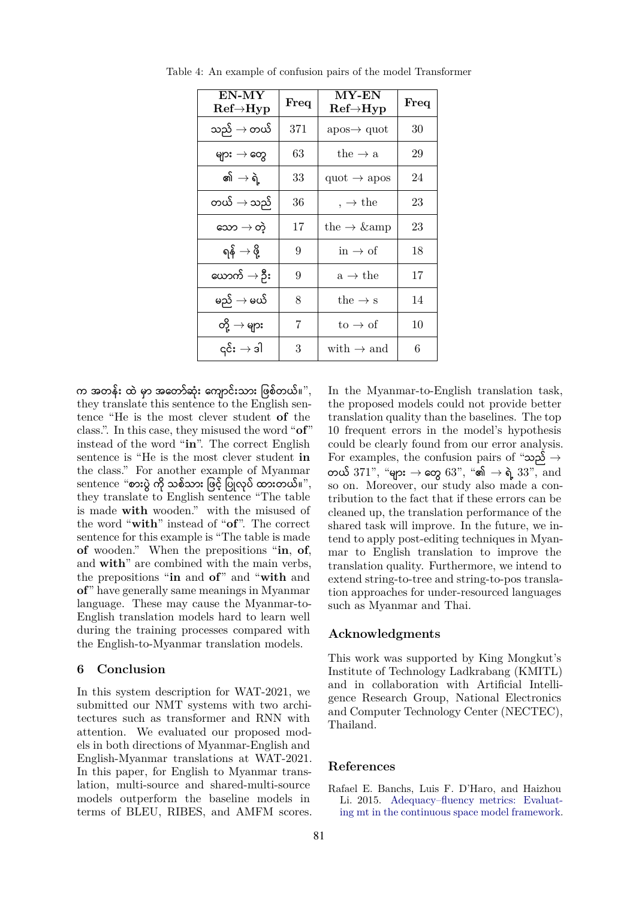Table 4: An example of confusion pairs of the model Transformer

| EN-MY Ref→Hyp | Freq | MY-EN Ref→Hyp | Freq |
|---|---|---|---|
| သည် → တယ် | 371 | apos→ quot | 30 |
| များ → တွေ | 63 | the → a | 29 |
| ၏ → ရဲ့ | 33 | quot → apos | 24 |
| တယ် → သည် | 36 | , → the | 23 |
| သော → တဲ့ | 17 | the → &amp | 23 |
| ရန် → ဖို့ | 9 | in → of | 18 |
| ယောက် → ဦး | 9 | a → the | 17 |
| မည် → မယ် | 8 | the → s | 14 |
| တို့ → များ | 7 | to → of | 10 |
| ၎င်း → ဒါ | 3 | with → and | 6 |

က အတန်း ထဲ မှာ အတော်ဆုံး ကျောင်းသား ဖြစ်တယ်။", they translate this sentence to the English sentence "He is the most clever student **of** the class.". In this case, they misused the word "**of**" instead of the word "**in**". The correct English sentence is "He is the most clever student **in** the class." For another example of Myanmar sentence "စားပွဲ ကို သစ်သား ဖြင့် ပြုလုပ် ထားတယ်။", they translate to English sentence "The table is made **with** wooden." with the misused of the word "**with**" instead of "**of**". The correct sentence for this example is "The table is made **of** wooden." When the prepositions "**in**, **of**, and **with**" are combined with the main verbs, the prepositions "**in** and **of**" and "**with** and **of**" have generally same meanings in Myanmar language. These may cause the Myanmar-to-English translation models hard to learn well during the training processes compared with the English-to-Myanmar translation models.

## 6 Conclusion

In this system description for WAT-2021, we submitted our NMT systems with two architectures such as transformer and RNN with attention. We evaluated our proposed models in both directions of Myanmar-English and English-Myanmar translations at WAT-2021. In this paper, for English to Myanmar translation, multi-source and shared-multi-source models outperform the baseline models in terms of BLEU, RIBES, and AMFM scores. In the Myanmar-to-English translation task, the proposed models could not provide better translation quality than the baselines. The top 10 frequent errors in the model's hypothesis could be clearly found from our error analysis. For examples, the confusion pairs of "သည် → တယ် 371", "များ → တွေ 63", "၏ → ရဲ့ 33", and so on. Moreover, our study also made a contribution to the fact that if these errors can be cleaned up, the translation performance of the shared task will improve. In the future, we intend to apply post-editing techniques in Myanmar to English translation to improve the translation quality. Furthermore, we intend to extend string-to-tree and string-to-pos translation approaches for under-resourced languages such as Myanmar and Thai.

## Acknowledgments

This work was supported by King Mongkut's Institute of Technology Ladkrabang (KMITL) and in collaboration with Artificial Intelligence Research Group, National Electronics and Computer Technology Center (NECTEC), Thailand.

## References

Rafael E. Banchs, Luis F. D'Haro, and Haizhou Li. 2015. Adequacy–fluency metrics: Evaluating mt in the continuous space model framework.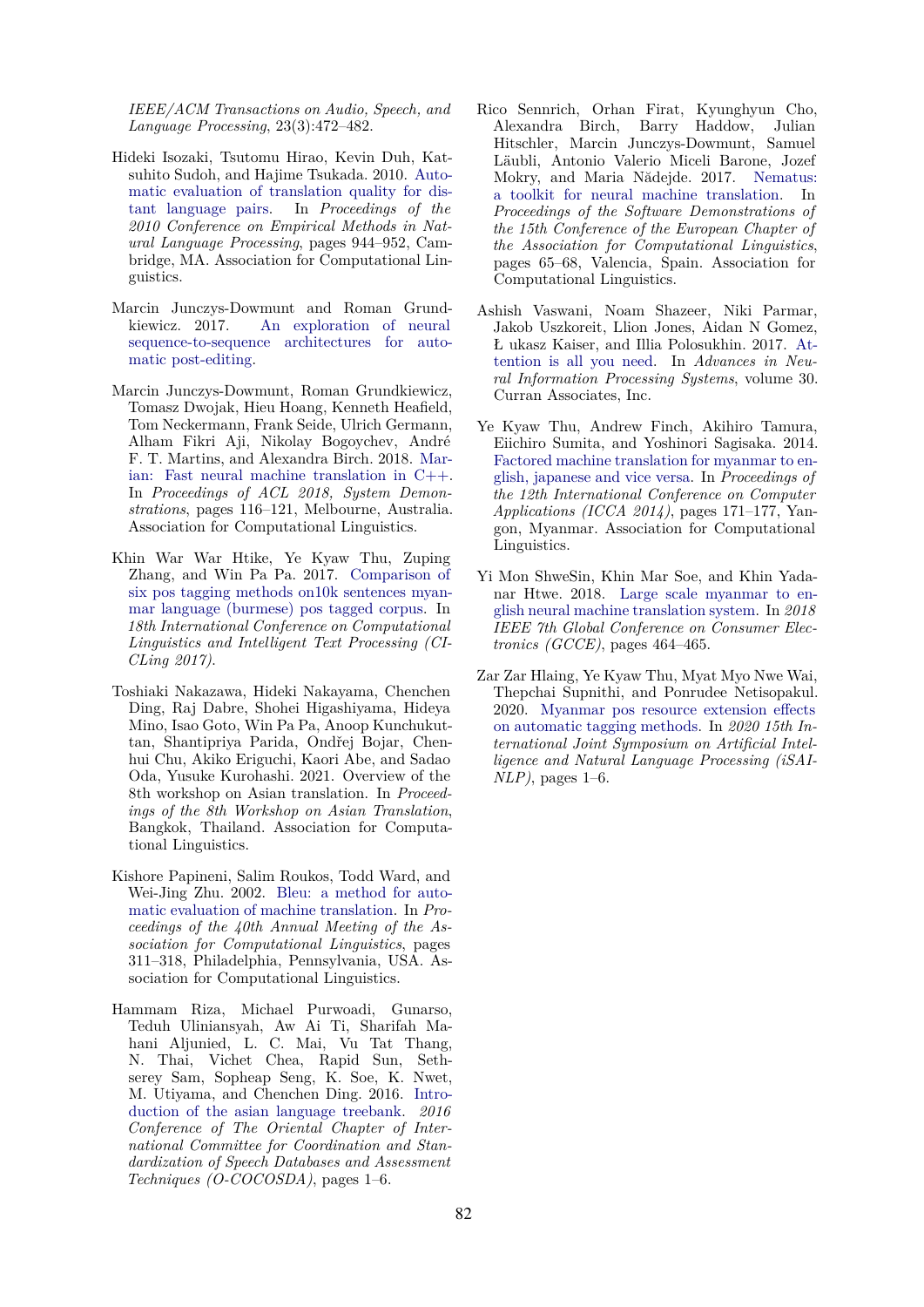*IEEE/ACM Transactions on Audio, Speech, and Language Processing*, 23(3):472–482.

Hideki Isozaki, Tsutomu Hirao, Kevin Duh, Katsuhito Sudoh, and Hajime Tsukada. 2010. Automatic evaluation of translation quality for distant language pairs. In *Proceedings of the 2010 Conference on Empirical Methods in Natural Language Processing*, pages 944–952, Cambridge, MA. Association for Computational Linguistics.

Marcin Junczys-Dowmunt and Roman Grundkiewicz. 2017. An exploration of neural sequence-to-sequence architectures for automatic post-editing.

Marcin Junczys-Dowmunt, Roman Grundkiewicz, Tomasz Dwojak, Hieu Hoang, Kenneth Heafield, Tom Neckermann, Frank Seide, Ulrich Germann, Alham Fikri Aji, Nikolay Bogoychev, André F. T. Martins, and Alexandra Birch. 2018. Marian: Fast neural machine translation in C++. In *Proceedings of ACL 2018, System Demonstrations*, pages 116–121, Melbourne, Australia. Association for Computational Linguistics.

Khin War War Htike, Ye Kyaw Thu, Zuping Zhang, and Win Pa Pa. 2017. Comparison of six pos tagging methods on10k sentences myanmar language (burmese) pos tagged corpus. In *18th International Conference on Computational Linguistics and Intelligent Text Processing (CICLing 2017)*.

Toshiaki Nakazawa, Hideki Nakayama, Chenchen Ding, Raj Dabre, Shohei Higashiyama, Hideya Mino, Isao Goto, Win Pa Pa, Anoop Kunchukuttan, Shantipriya Parida, Ondřej Bojar, Chenhui Chu, Akiko Eriguchi, Kaori Abe, and Sadao Oda, Yusuke Kurohashi. 2021. Overview of the 8th workshop on Asian translation. In *Proceedings of the 8th Workshop on Asian Translation*, Bangkok, Thailand. Association for Computational Linguistics.

Kishore Papineni, Salim Roukos, Todd Ward, and Wei-Jing Zhu. 2002. Bleu: a method for automatic evaluation of machine translation. In *Proceedings of the 40th Annual Meeting of the Association for Computational Linguistics*, pages 311–318, Philadelphia, Pennsylvania, USA. Association for Computational Linguistics.

Hammam Riza, Michael Purwoadi, Gunarso, Teduh Uliniansyah, Aw Ai Ti, Sharifah Mahani Aljunied, L. C. Mai, Vu Tat Thang, N. Thai, Vichet Chea, Rapid Sun, Sethserey Sam, Sopheap Seng, K. Soe, K. Nwet, M. Utiyama, and Chenchen Ding. 2016. Introduction of the asian language treebank. *2016 Conference of The Oriental Chapter of International Committee for Coordination and Standardization of Speech Databases and Assessment Techniques (O-COCOSDA)*, pages 1–6.

Rico Sennrich, Orhan Firat, Kyunghyun Cho, Alexandra Birch, Barry Haddow, Julian Hitschler, Marcin Junczys-Dowmunt, Samuel Läubli, Antonio Valerio Miceli Barone, Jozef Mokry, and Maria Nădejde. 2017. Nematus: a toolkit for neural machine translation. In *Proceedings of the Software Demonstrations of the 15th Conference of the European Chapter of the Association for Computational Linguistics*, pages 65–68, Valencia, Spain. Association for Computational Linguistics.

Ashish Vaswani, Noam Shazeer, Niki Parmar, Jakob Uszkoreit, Llion Jones, Aidan N Gomez, Ł ukasz Kaiser, and Illia Polosukhin. 2017. Attention is all you need. In *Advances in Neural Information Processing Systems*, volume 30. Curran Associates, Inc.

Ye Kyaw Thu, Andrew Finch, Akihiro Tamura, Eiichiro Sumita, and Yoshinori Sagisaka. 2014. Factored machine translation for myanmar to english, japanese and vice versa. In *Proceedings of the 12th International Conference on Computer Applications (ICCA 2014)*, pages 171–177, Yangon, Myanmar. Association for Computational Linguistics.

Yi Mon ShweSin, Khin Mar Soe, and Khin Yadanar Htwe. 2018. Large scale myanmar to english neural machine translation system. In *2018 IEEE 7th Global Conference on Consumer Electronics (GCCE)*, pages 464–465.

Zar Zar Hlaing, Ye Kyaw Thu, Myat Myo Nwe Wai, Thepchai Supnithi, and Ponrudee Netisopakul. 2020. Myanmar pos resource extension effects on automatic tagging methods. In *2020 15th International Joint Symposium on Artificial Intelligence and Natural Language Processing (iSAI-NLP)*, pages 1–6.